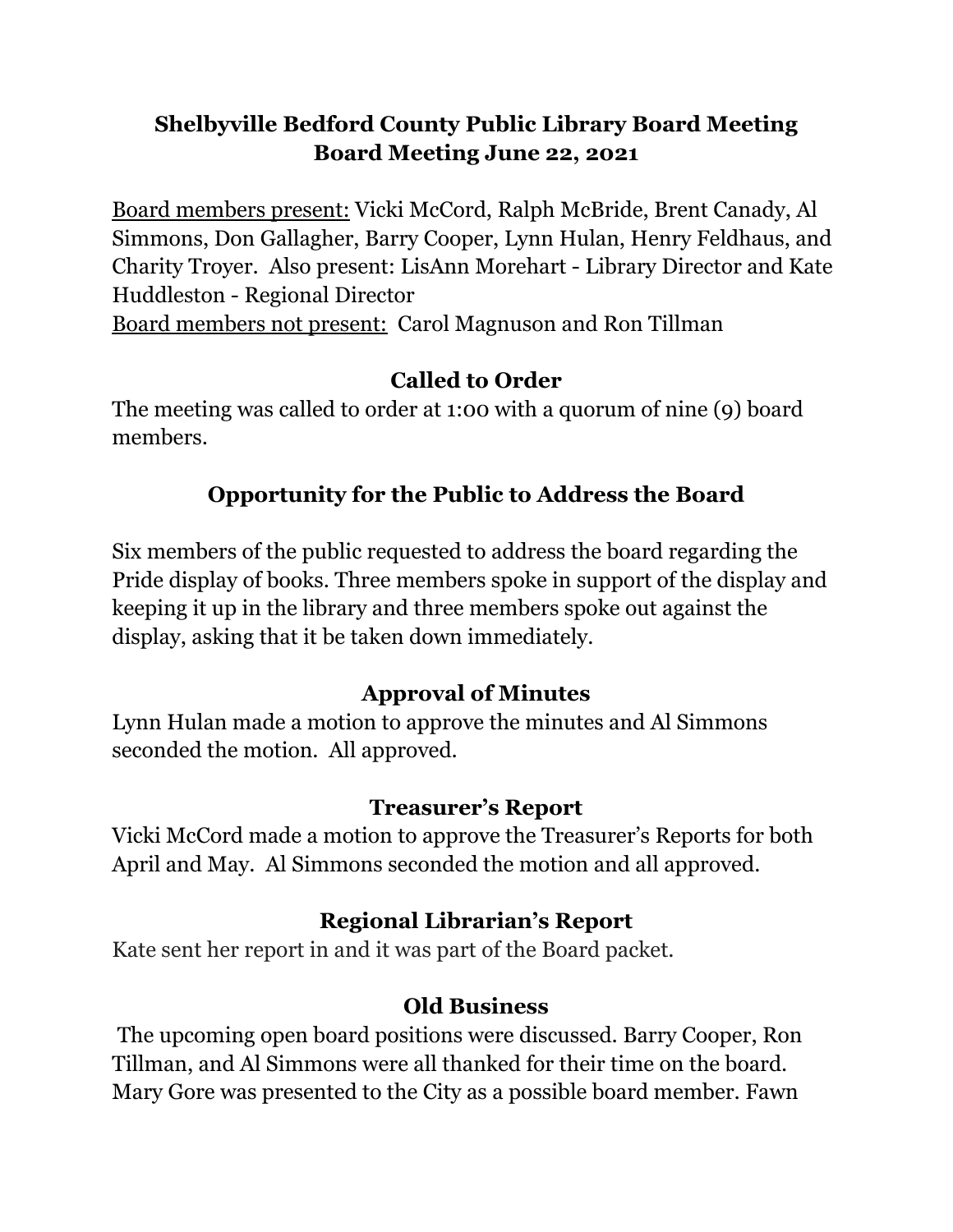# Shelbyville Bedford County Public Library Board Meeting
## Board Meeting June 22, 2021

Board members present: Vicki McCord, Ralph McBride, Brent Canady, Al Simmons, Don Gallagher, Barry Cooper, Lynn Hulan, Henry Feldhaus, and Charity Troyer. Also present: LisAnn Morehart - Library Director and Kate Huddleston - Regional Director

Board members not present: Carol Magnuson and Ron Tillman

### Called to Order

The meeting was called to order at 1:00 with a quorum of nine (9) board members.

### Opportunity for the Public to Address the Board

Six members of the public requested to address the board regarding the Pride display of books. Three members spoke in support of the display and keeping it up in the library and three members spoke out against the display, asking that it be taken down immediately.

### Approval of Minutes

Lynn Hulan made a motion to approve the minutes and Al Simmons seconded the motion. All approved.

### Treasurer's Report

Vicki McCord made a motion to approve the Treasurer's Reports for both April and May. Al Simmons seconded the motion and all approved.

### Regional Librarian's Report

Kate sent her report in and it was part of the Board packet.

### Old Business

The upcoming open board positions were discussed. Barry Cooper, Ron Tillman, and Al Simmons were all thanked for their time on the board. Mary Gore was presented to the City as a possible board member. Fawn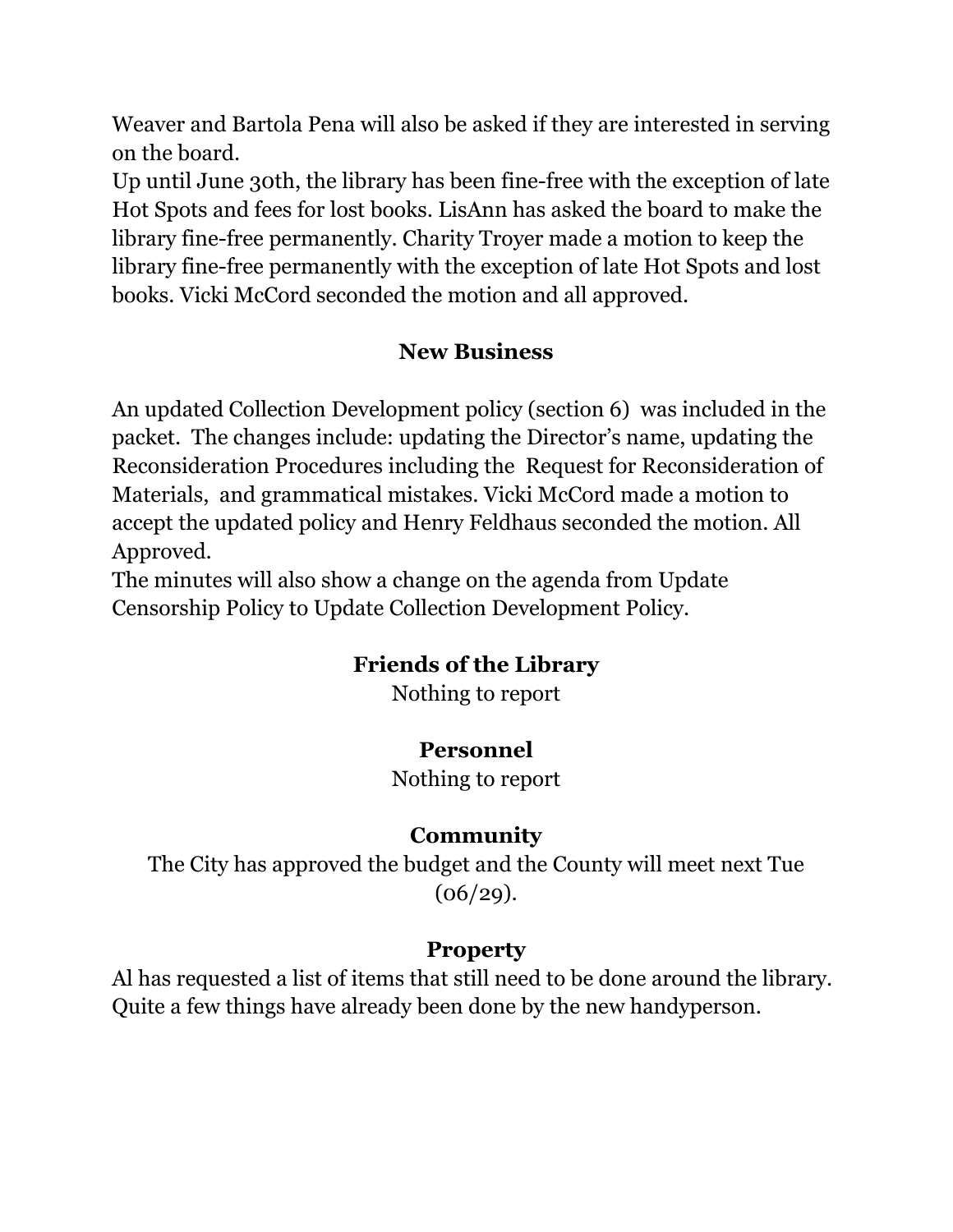Weaver and Bartola Pena will also be asked if they are interested in serving on the board.
Up until June 30th, the library has been fine-free with the exception of late Hot Spots and fees for lost books. LisAnn has asked the board to make the library fine-free permanently. Charity Troyer made a motion to keep the library fine-free permanently with the exception of late Hot Spots and lost books. Vicki McCord seconded the motion and all approved.

## New Business

An updated Collection Development policy (section 6) was included in the packet. The changes include: updating the Director's name, updating the Reconsideration Procedures including the Request for Reconsideration of Materials, and grammatical mistakes. Vicki McCord made a motion to accept the updated policy and Henry Feldhaus seconded the motion. All Approved.
The minutes will also show a change on the agenda from Update Censorship Policy to Update Collection Development Policy.

## Friends of the Library

Nothing to report

## Personnel

Nothing to report

## Community

The City has approved the budget and the County will meet next Tue (06/29).

## Property

Al has requested a list of items that still need to be done around the library. Quite a few things have already been done by the new handyperson.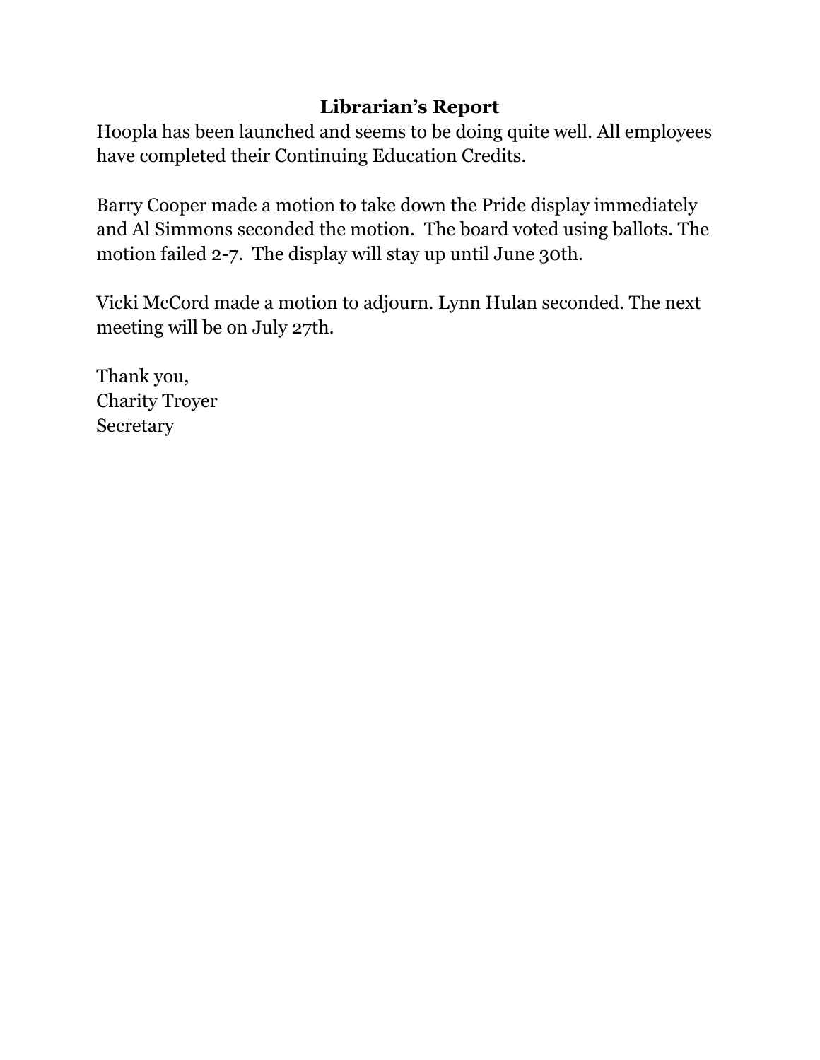**Librarian's Report**

Hoopla has been launched and seems to be doing quite well. All employees have completed their Continuing Education Credits.

Barry Cooper made a motion to take down the Pride display immediately and Al Simmons seconded the motion. The board voted using ballots. The motion failed 2-7. The display will stay up until June 30th.

Vicki McCord made a motion to adjourn. Lynn Hulan seconded. The next meeting will be on July 27th.

Thank you,
Charity Troyer
Secretary